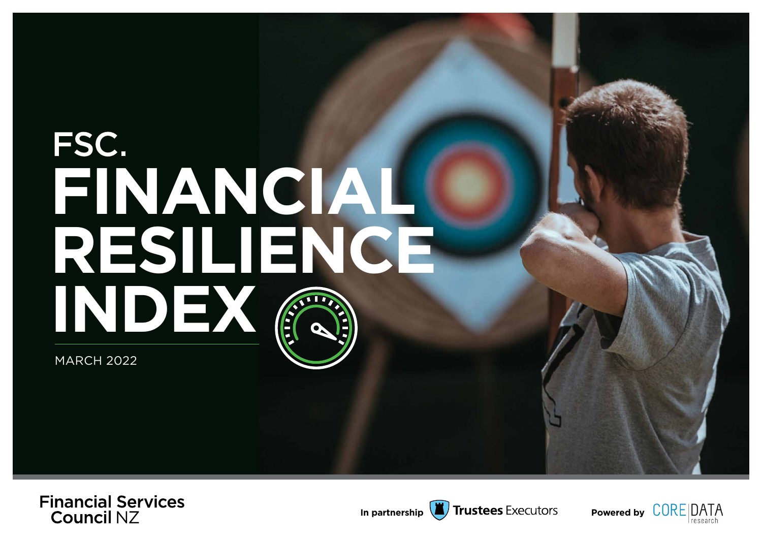FSC.

# FINANCIAL RESILIENCE INDEX

MARCH 2022

Financial Services Council NZ

In partnership Trustees Executors

Powered by CORE DATA research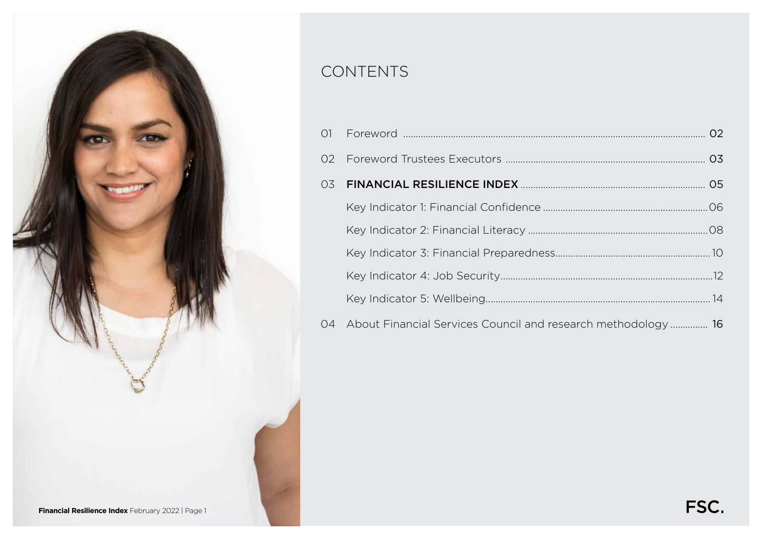# CONTENTS

| | | |
|---|---|---|
| 01 | Foreword | 02 |
| 02 | Foreword Trustees Executors | 03 |
| 03 | **FINANCIAL RESILIENCE INDEX** | 05 |
| | Key Indicator 1: Financial Confidence | 06 |
| | Key Indicator 2: Financial Literacy | 08 |
| | Key Indicator 3: Financial Preparedness | 10 |
| | Key Indicator 4: Job Security | 12 |
| | Key Indicator 5: Wellbeing | 14 |
| 04 | About Financial Services Council and research methodology | 16 |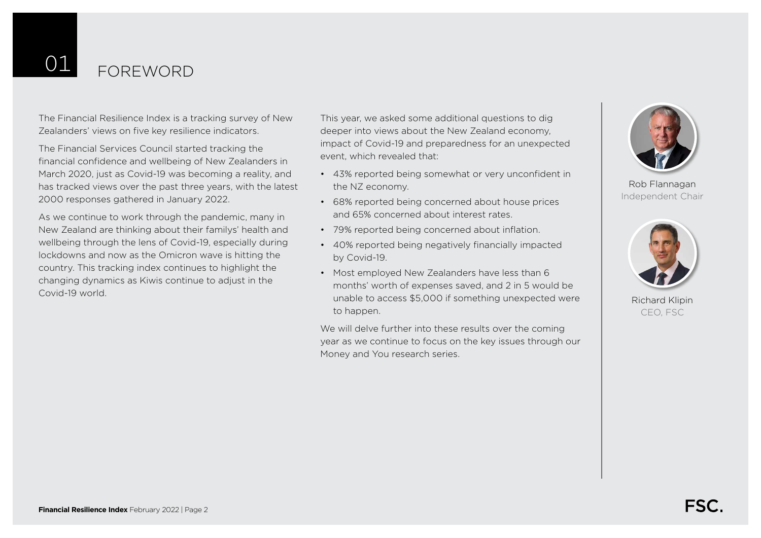# 01 FOREWORD

The Financial Resilience Index is a tracking survey of New Zealanders' views on five key resilience indicators.

The Financial Services Council started tracking the financial confidence and wellbeing of New Zealanders in March 2020, just as Covid-19 was becoming a reality, and has tracked views over the past three years, with the latest 2000 responses gathered in January 2022.

As we continue to work through the pandemic, many in New Zealand are thinking about their familys' health and wellbeing through the lens of Covid-19, especially during lockdowns and now as the Omicron wave is hitting the country. This tracking index continues to highlight the changing dynamics as Kiwis continue to adjust in the Covid-19 world.

This year, we asked some additional questions to dig deeper into views about the New Zealand economy, impact of Covid-19 and preparedness for an unexpected event, which revealed that:

- 43% reported being somewhat or very unconfident in the NZ economy.
- 68% reported being concerned about house prices and 65% concerned about interest rates.
- 79% reported being concerned about inflation.
- 40% reported being negatively financially impacted by Covid-19.
- Most employed New Zealanders have less than 6 months' worth of expenses saved, and 2 in 5 would be unable to access $5,000 if something unexpected were to happen.

We will delve further into these results over the coming year as we continue to focus on the key issues through our Money and You research series.

Rob Flannagan
Independent Chair

Richard Klipin
CEO, FSC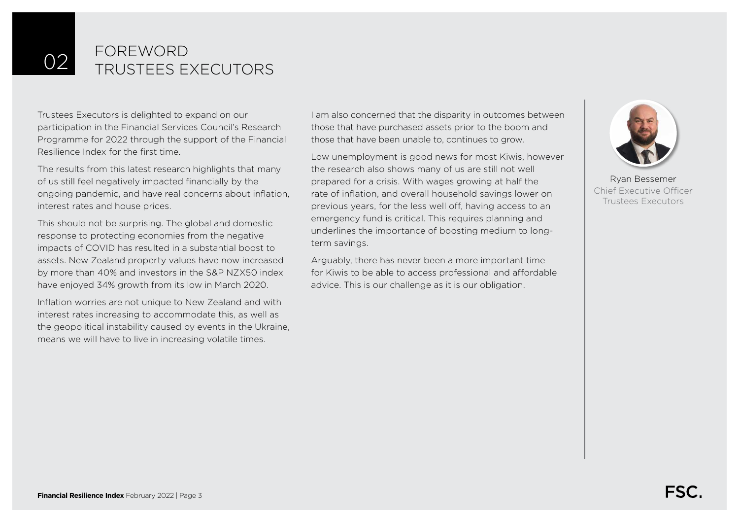# 02 FOREWORD TRUSTEES EXECUTORS

Trustees Executors is delighted to expand on our participation in the Financial Services Council's Research Programme for 2022 through the support of the Financial Resilience Index for the first time.

The results from this latest research highlights that many of us still feel negatively impacted financially by the ongoing pandemic, and have real concerns about inflation, interest rates and house prices.

This should not be surprising. The global and domestic response to protecting economies from the negative impacts of COVID has resulted in a substantial boost to assets. New Zealand property values have now increased by more than 40% and investors in the S&P NZX50 index have enjoyed 34% growth from its low in March 2020.

Inflation worries are not unique to New Zealand and with interest rates increasing to accommodate this, as well as the geopolitical instability caused by events in the Ukraine, means we will have to live in increasing volatile times.

I am also concerned that the disparity in outcomes between those that have purchased assets prior to the boom and those that have been unable to, continues to grow.

Low unemployment is good news for most Kiwis, however the research also shows many of us are still not well prepared for a crisis. With wages growing at half the rate of inflation, and overall household savings lower on previous years, for the less well off, having access to an emergency fund is critical. This requires planning and underlines the importance of boosting medium to long-term savings.

Arguably, there has never been a more important time for Kiwis to be able to access professional and affordable advice. This is our challenge as it is our obligation.

Ryan Bessemer
Chief Executive Officer
Trustees Executors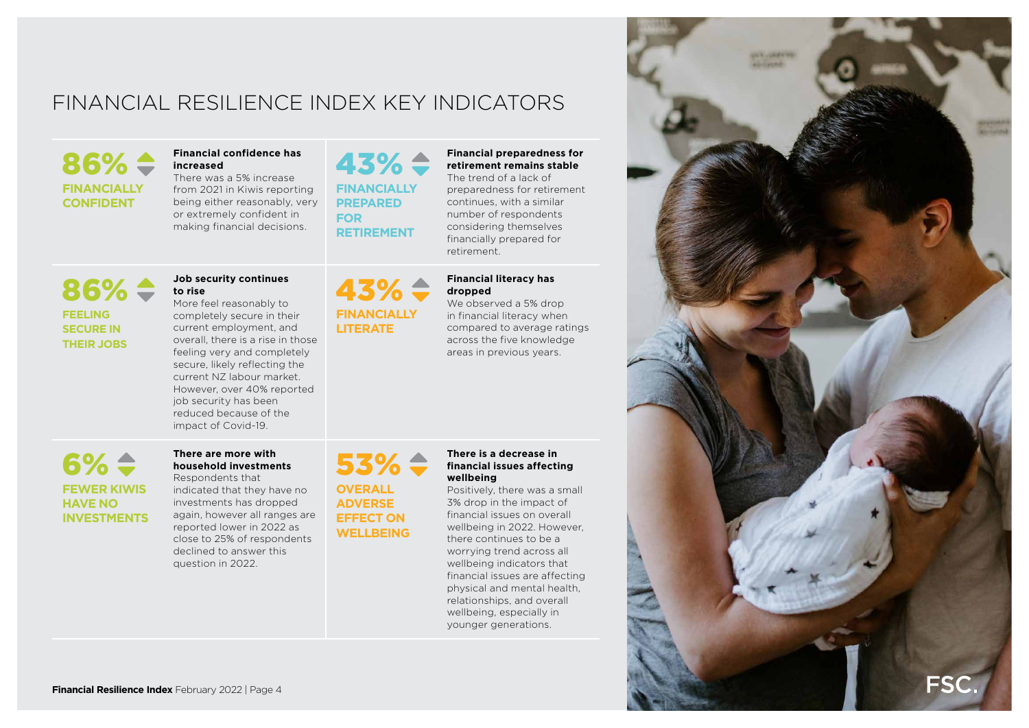# FINANCIAL RESILIENCE INDEX KEY INDICATORS

**86%**
**FINANCIALLY CONFIDENT**

**Financial confidence has increased**
There was a 5% increase from 2021 in Kiwis reporting being either reasonably, very or extremely confident in making financial decisions.

**43%**
**FINANCIALLY PREPARED FOR RETIREMENT**

**Financial preparedness for retirement remains stable**
The trend of a lack of preparedness for retirement continues, with a similar number of respondents considering themselves financially prepared for retirement.

**86%**
**FEELING SECURE IN THEIR JOBS**

**Job security continues to rise**
More feel reasonably to completely secure in their current employment, and overall, there is a rise in those feeling very and completely secure, likely reflecting the current NZ labour market. However, over 40% reported job security has been reduced because of the impact of Covid-19.

**43%**
**FINANCIALLY LITERATE**

**Financial literacy has dropped**
We observed a 5% drop in financial literacy when compared to average ratings across the five knowledge areas in previous years.

**6%**
**FEWER KIWIS HAVE NO INVESTMENTS**

**There are more with household investments**
Respondents that indicated that they have no investments has dropped again, however all ranges are reported lower in 2022 as close to 25% of respondents declined to answer this question in 2022.

**53%**
**OVERALL ADVERSE EFFECT ON WELLBEING**

**There is a decrease in financial issues affecting wellbeing**
Positively, there was a small 3% drop in the impact of financial issues on overall wellbeing in 2022. However, there continues to be a worrying trend across all wellbeing indicators that financial issues are affecting physical and mental health, relationships, and overall wellbeing, especially in younger generations.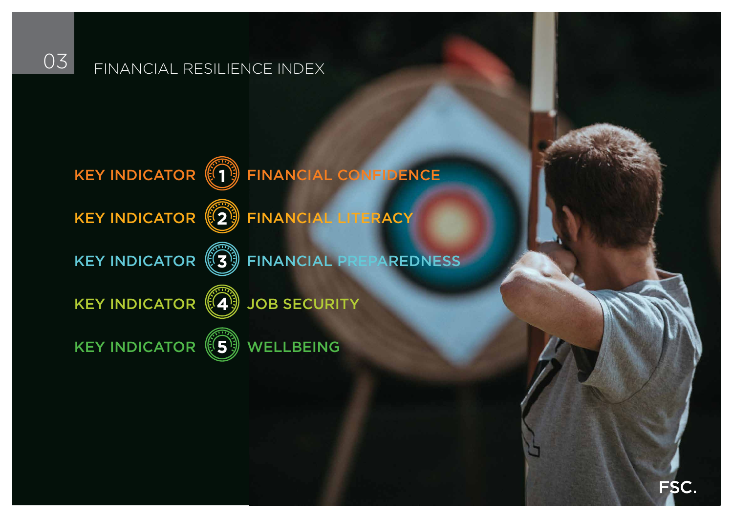## 03 FINANCIAL RESILIENCE INDEX

KEY INDICATOR 1 FINANCIAL CONFIDENCE

KEY INDICATOR 2 FINANCIAL LITERACY

KEY INDICATOR 3 FINANCIAL PREPAREDNESS

KEY INDICATOR 4 JOB SECURITY

KEY INDICATOR 5 WELLBEING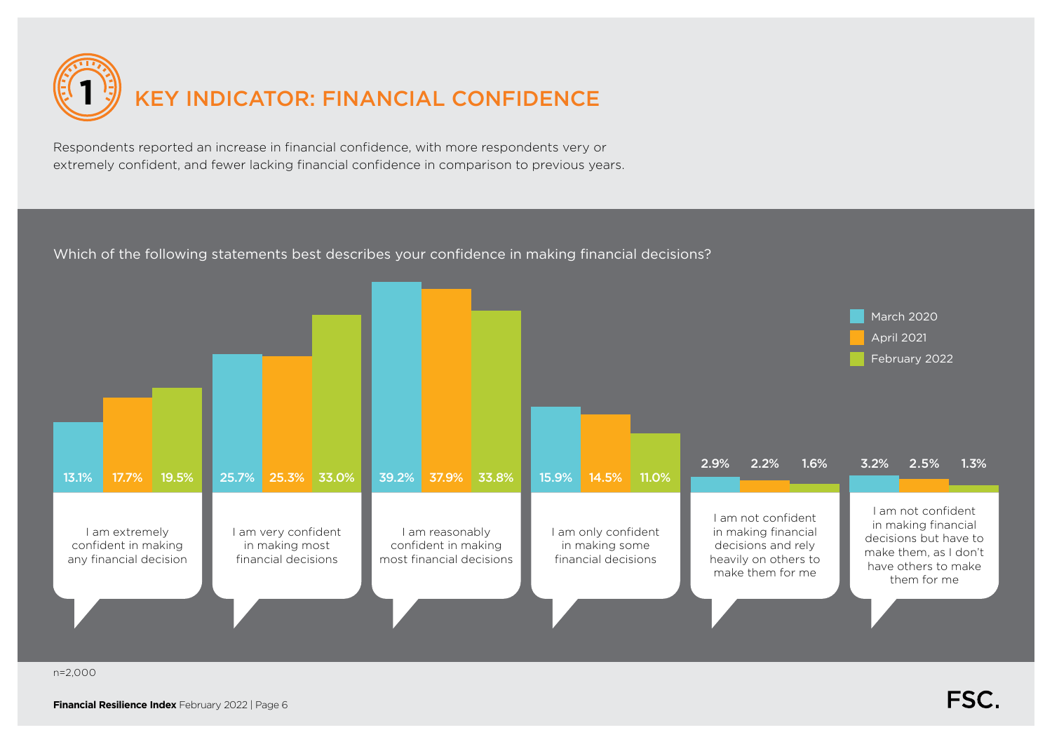# 1 KEY INDICATOR: FINANCIAL CONFIDENCE

Respondents reported an increase in financial confidence, with more respondents very or extremely confident, and fewer lacking financial confidence in comparison to previous years.

Which of the following statements best describes your confidence in making financial decisions?

| Statement | March 2020 | April 2021 | February 2022 |
| --- | --- | --- | --- |
| I am extremely confident in making any financial decision | 13.1% | 17.7% | 19.5% |
| I am very confident in making most financial decisions | 25.7% | 25.3% | 33.0% |
| I am reasonably confident in making most financial decisions | 39.2% | 37.9% | 33.8% |
| I am only confident in making some financial decisions | 15.9% | 14.5% | 11.0% |
| I am not confident in making financial decisions and rely heavily on others to make them for me | 2.9% | 2.2% | 1.6% |
| I am not confident in making financial decisions but have to make them, as I don't have others to make them for me | 3.2% | 2.5% | 1.3% |

n=2,000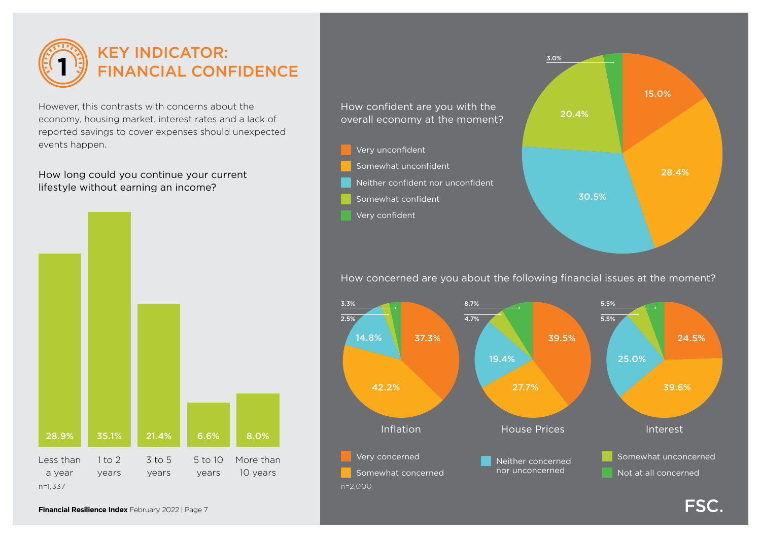# KEY INDICATOR: FINANCIAL CONFIDENCE

However, this contrasts with concerns about the economy, housing market, interest rates and a lack of reported savings to cover expenses should unexpected events happen.

**How long could you continue your current lifestyle without earning an income?**

| Duration | % |
|---|---|
| Less than a year | 28.9% |
| 1 to 2 years | 35.1% |
| 3 to 5 years | 21.4% |
| 5 to 10 years | 6.6% |
| More than 10 years | 8.0% |

n=1,337

**How confident are you with the overall economy at the moment?**

| Response | % |
|---|---|
| Very unconfident | 15.0% |
| Somewhat unconfident | 28.4% |
| Neither confident nor unconfident | 30.5% |
| Somewhat confident | 20.4% |
| Very confident | 3.0% |

**How concerned are you about the following financial issues at the moment?**

| Response | Inflation | House Prices | Interest |
|---|---|---|---|
| Very concerned | 37.3% | 39.5% | 24.5% |
| Somewhat concerned | 42.2% | 27.7% | 39.6% |
| Neither concerned nor unconcerned | 14.8% | 19.4% | 25.0% |
| Somewhat unconcerned | 2.5% | 4.7% | 5.5% |
| Not at all concerned | 3.3% | 8.7% | 5.5% |

n=2,000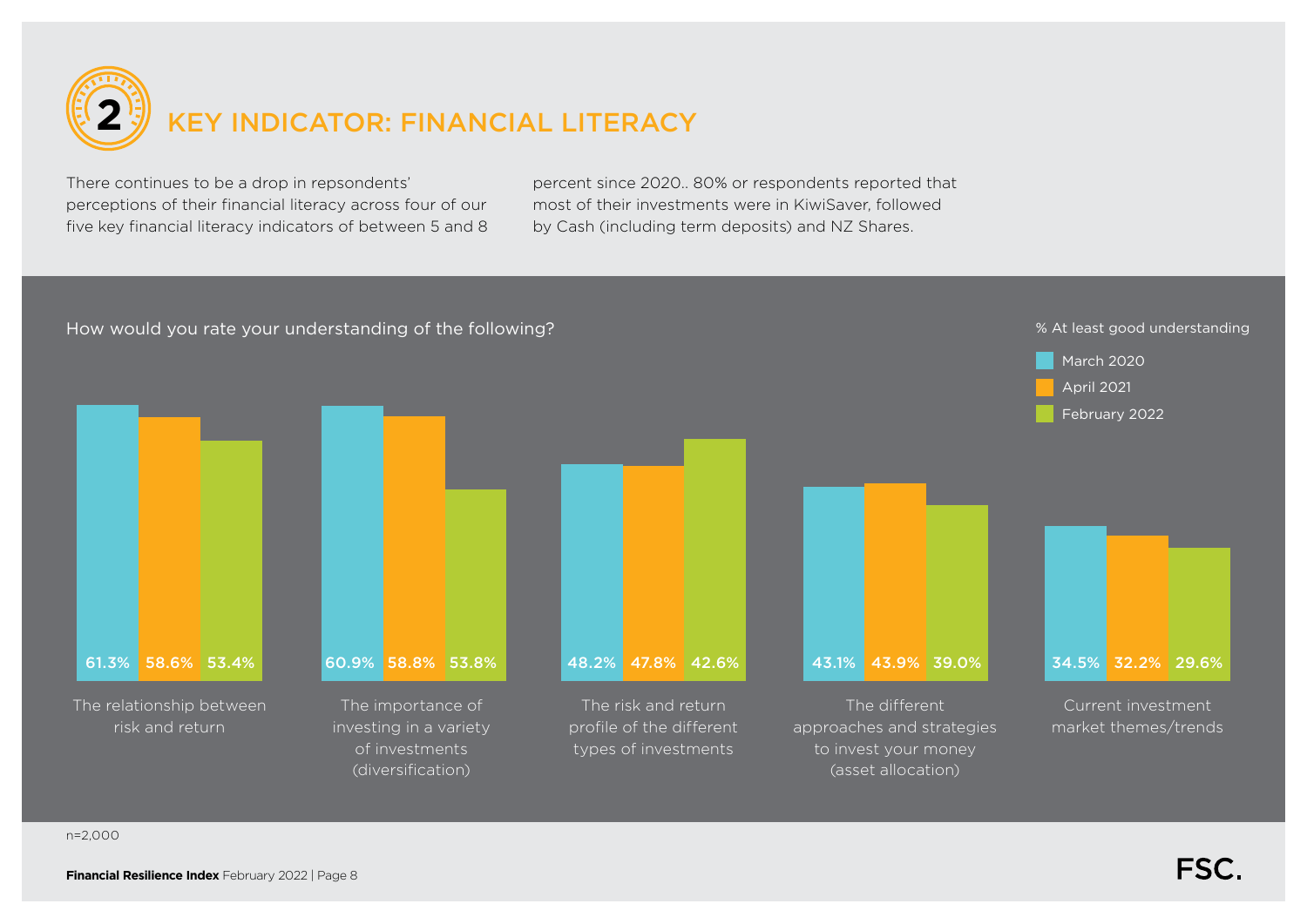# 2 KEY INDICATOR: FINANCIAL LITERACY

There continues to be a drop in repsondents' perceptions of their financial literacy across four of our five key financial literacy indicators of between 5 and 8 percent since 2020.. 80% or respondents reported that most of their investments were in KiwiSaver, followed by Cash (including term deposits) and NZ Shares.

How would you rate your understanding of the following?

% At least good understanding

| | March 2020 | April 2021 | February 2022 |
|---|---|---|---|
| The relationship between risk and return | 61.3% | 58.6% | 53.4% |
| The importance of investing in a variety of investments (diversification) | 60.9% | 58.8% | 53.8% |
| The risk and return profile of the different types of investments | 48.2% | 47.8% | 42.6% |
| The different approaches and strategies to invest your money (asset allocation) | 43.1% | 43.9% | 39.0% |
| Current investment market themes/trends | 34.5% | 32.2% | 29.6% |

n=2,000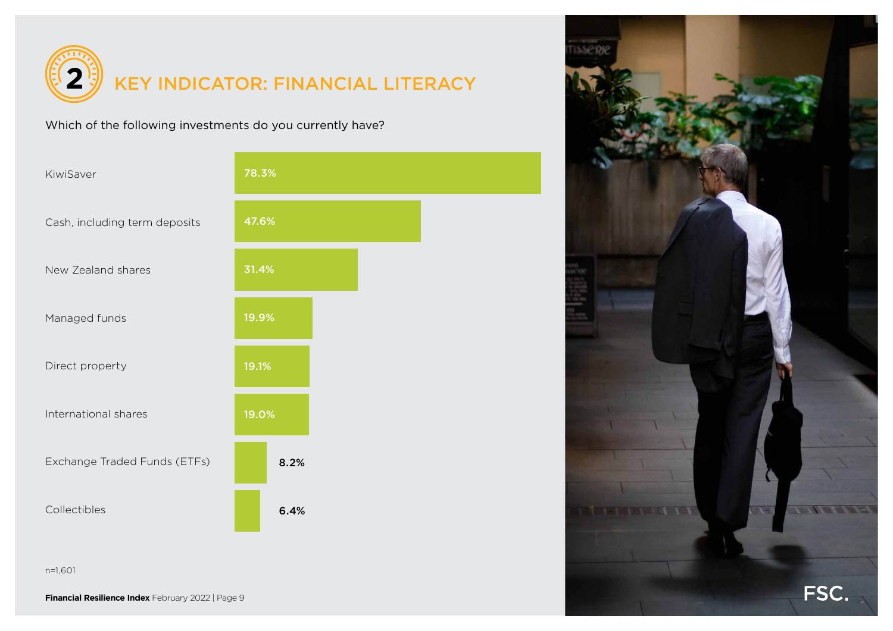# 2 KEY INDICATOR: FINANCIAL LITERACY

Which of the following investments do you currently have?

| Investment | % |
| --- | --- |
| KiwiSaver | 78.3% |
| Cash, including term deposits | 47.6% |
| New Zealand shares | 31.4% |
| Managed funds | 19.9% |
| Direct property | 19.1% |
| International shares | 19.0% |
| Exchange Traded Funds (ETFs) | 8.2% |
| Collectibles | 6.4% |

n=1,601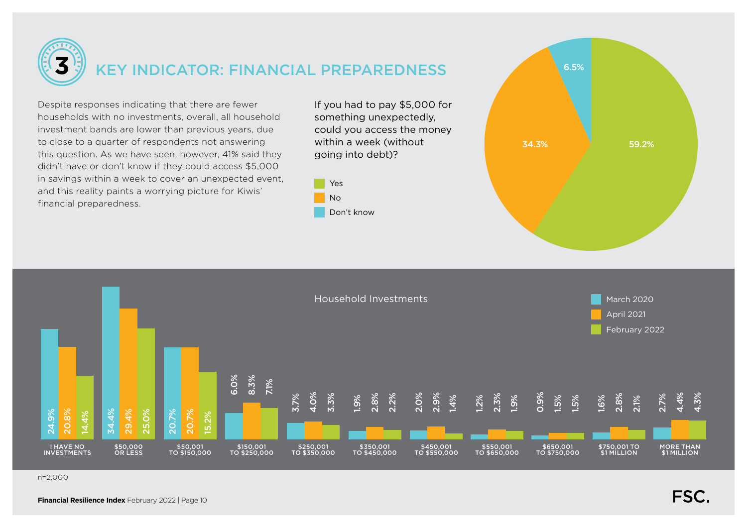# 3 KEY INDICATOR: FINANCIAL PREPAREDNESS

Despite responses indicating that there are fewer households with no investments, overall, all household investment bands are lower than previous years, due to close to a quarter of respondents not answering this question. As we have seen, however, 41% said they didn't have or don't know if they could access $5,000 in savings within a week to cover an unexpected event, and this reality paints a worrying picture for Kiwis' financial preparedness.

If you had to pay $5,000 for something unexpectedly, could you access the money within a week (without going into debt)?

| Response | % |
|---|---|
| Yes | 59.2% |
| No | 34.3% |
| Don't know | 6.5% |

## Household Investments

| | March 2020 | April 2021 | February 2022 |
|---|---|---|---|
| I have no investments | 24.9% | 20.8% | 14.4% |
| $50,000 or less | 34.4% | 29.4% | 25.0% |
| $50,001 to $150,000 | 20.7% | 20.7% | 15.2% |
| $150,001 to $250,000 | 6.0% | 8.3% | 7.1% |
| $250,001 to $350,000 | 3.7% | 4.0% | 3.3% |
| $350,001 to $450,000 | 1.9% | 2.8% | 2.2% |
| $450,001 to $550,000 | 2.0% | 2.9% | 1.4% |
| $550,001 to $650,000 | 1.2% | 2.3% | 1.9% |
| $650,001 to $750,000 | 0.9% | 1.5% | 1.5% |
| $750,001 to $1 million | 1.6% | 2.8% | 2.1% |
| More than $1 million | 2.7% | 4.4% | 4.3% |

n=2,000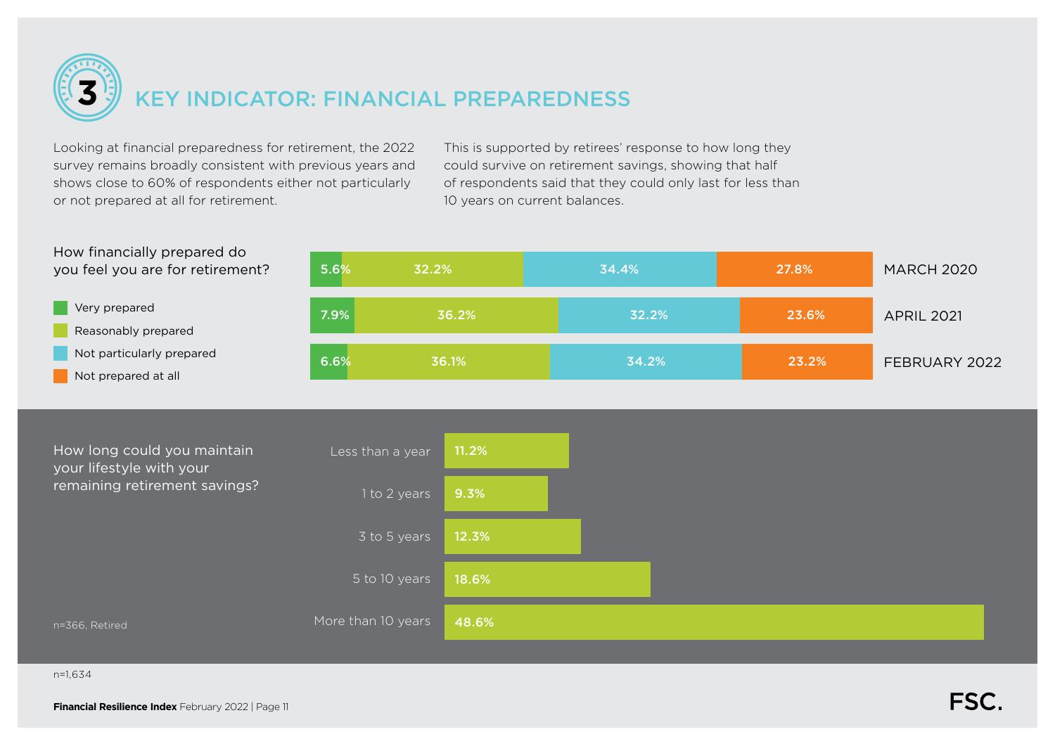# 3 KEY INDICATOR: FINANCIAL PREPAREDNESS

Looking at financial preparedness for retirement, the 2022 survey remains broadly consistent with previous years and shows close to 60% of respondents either not particularly or not prepared at all for retirement.

This is supported by retirees' response to how long they could survive on retirement savings, showing that half of respondents said that they could only last for less than 10 years on current balances.

**How financially prepared do you feel you are for retirement?**

| | Very prepared | Reasonably prepared | Not particularly prepared | Not prepared at all |
|---|---|---|---|---|
| MARCH 2020 | 5.6% | 32.2% | 34.4% | 27.8% |
| APRIL 2021 | 7.9% | 36.2% | 32.2% | 23.6% |
| FEBRUARY 2022 | 6.6% | 36.1% | 34.2% | 23.2% |

**How long could you maintain your lifestyle with your remaining retirement savings?**

| | |
|---|---|
| Less than a year | 11.2% |
| 1 to 2 years | 9.3% |
| 3 to 5 years | 12.3% |
| 5 to 10 years | 18.6% |
| More than 10 years | 48.6% |

n=366, Retired

n=1,634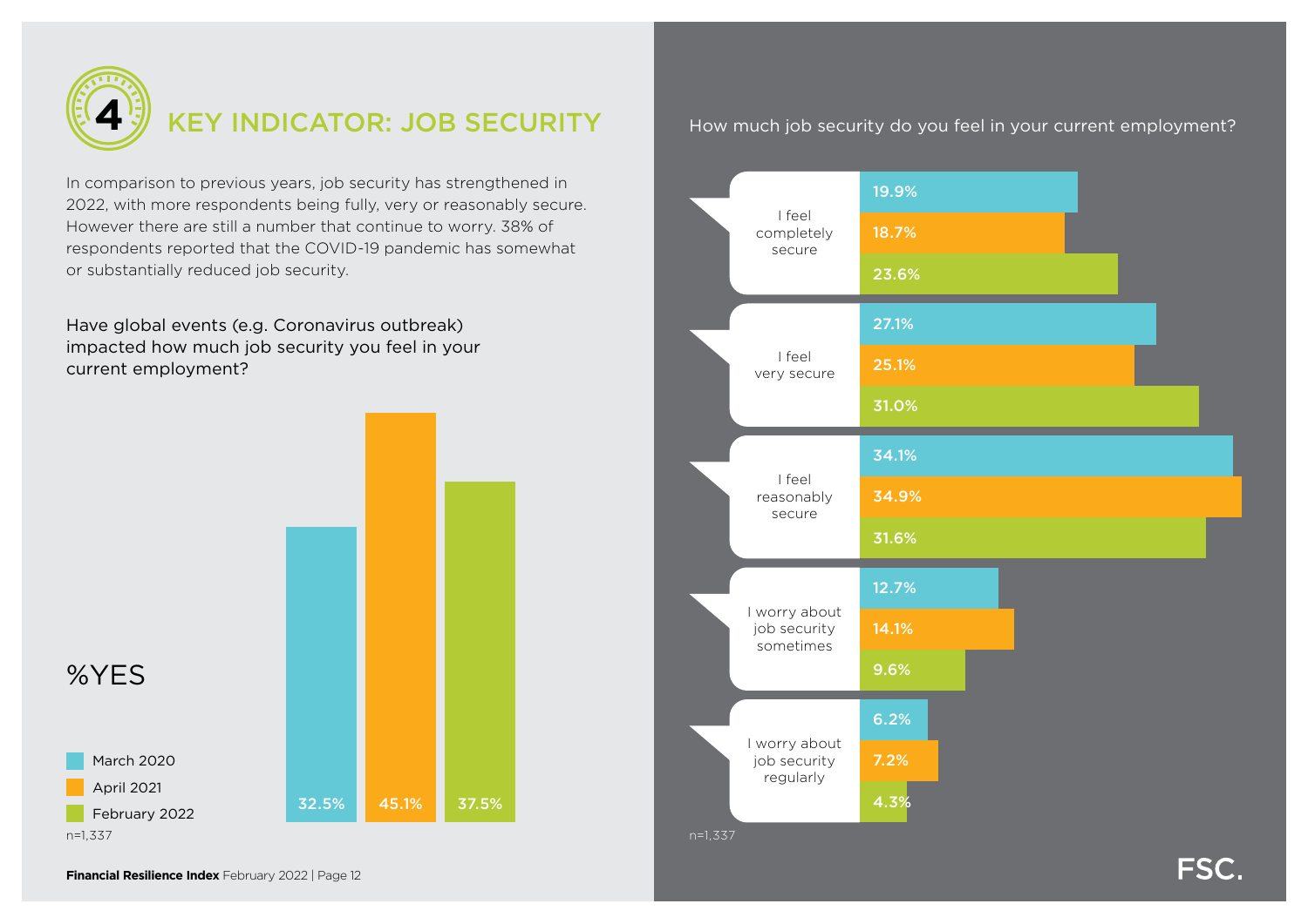# 4 KEY INDICATOR: JOB SECURITY

In comparison to previous years, job security has strengthened in 2022, with more respondents being fully, very or reasonably secure. However there are still a number that continue to worry. 38% of respondents reported that the COVID-19 pandemic has somewhat or substantially reduced job security.

Have global events (e.g. Coronavirus outbreak) impacted how much job security you feel in your current employment?

%YES

| | March 2020 | April 2021 | February 2022 |
|---|---|---|---|
| %YES | 32.5% | 45.1% | 37.5% |

n=1,337

How much job security do you feel in your current employment?

| | March 2020 | April 2021 | February 2022 |
|---|---|---|---|
| I feel completely secure | 19.9% | 18.7% | 23.6% |
| I feel very secure | 27.1% | 25.1% | 31.0% |
| I feel reasonably secure | 34.1% | 34.9% | 31.6% |
| I worry about job security sometimes | 12.7% | 14.1% | 9.6% |
| I worry about job security regularly | 6.2% | 7.2% | 4.3% |

n=1,337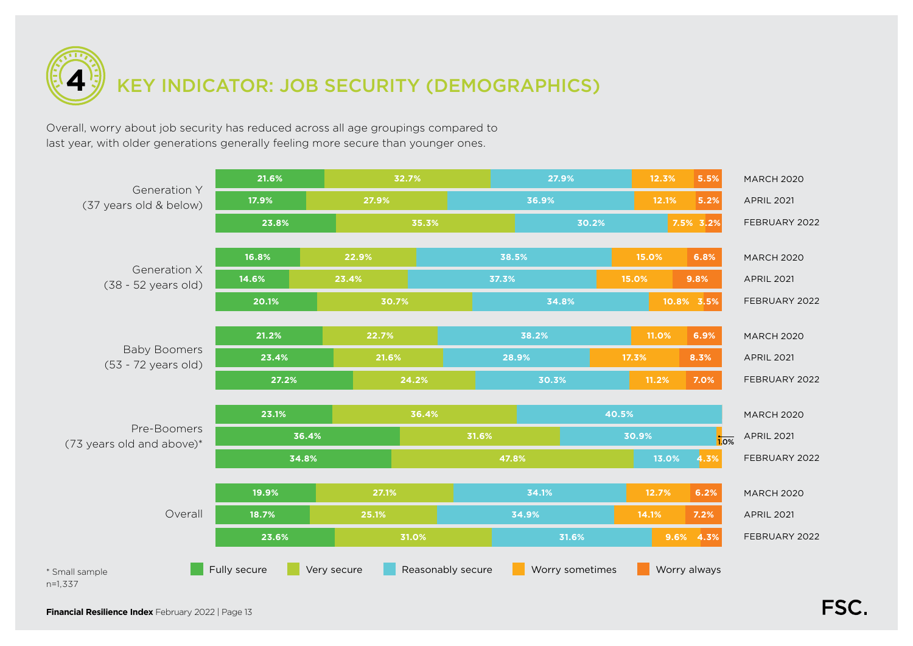# 4 KEY INDICATOR: JOB SECURITY (DEMOGRAPHICS)

Overall, worry about job security has reduced across all age groupings compared to last year, with older generations generally feeling more secure than younger ones.

| Group | Period | Fully secure | Very secure | Reasonably secure | Worry sometimes | Worry always |
|---|---|---|---|---|---|---|
| Generation Y (37 years old & below) | MARCH 2020 | 21.6% | 32.7% | 27.9% | 12.3% | 5.5% |
| | APRIL 2021 | 17.9% | 27.9% | 36.9% | 12.1% | 5.2% |
| | FEBRUARY 2022 | 23.8% | 35.3% | 30.2% | 7.5% | 3.2% |
| Generation X (38 - 52 years old) | MARCH 2020 | 16.8% | 22.9% | 38.5% | 15.0% | 6.8% |
| | APRIL 2021 | 14.6% | 23.4% | 37.3% | 15.0% | 9.8% |
| | FEBRUARY 2022 | 20.1% | 30.7% | 34.8% | 10.8% | 3.5% |
| Baby Boomers (53 - 72 years old) | MARCH 2020 | 21.2% | 22.7% | 38.2% | 11.0% | 6.9% |
| | APRIL 2021 | 23.4% | 21.6% | 28.9% | 17.3% | 8.3% |
| | FEBRUARY 2022 | 27.2% | 24.2% | 30.3% | 11.2% | 7.0% |
| Pre-Boomers (73 years old and above)* | MARCH 2020 | 23.1% | 36.4% | 40.5% | | |
| | APRIL 2021 | 36.4% | 31.6% | 30.9% | 1.0% | |
| | FEBRUARY 2022 | 34.8% | 47.8% | 13.0% | 4.3% | |
| Overall | MARCH 2020 | 19.9% | 27.1% | 34.1% | 12.7% | 6.2% |
| | APRIL 2021 | 18.7% | 25.1% | 34.9% | 14.1% | 7.2% |
| | FEBRUARY 2022 | 23.6% | 31.0% | 31.6% | 9.6% | 4.3% |

\* Small sample
n=1,337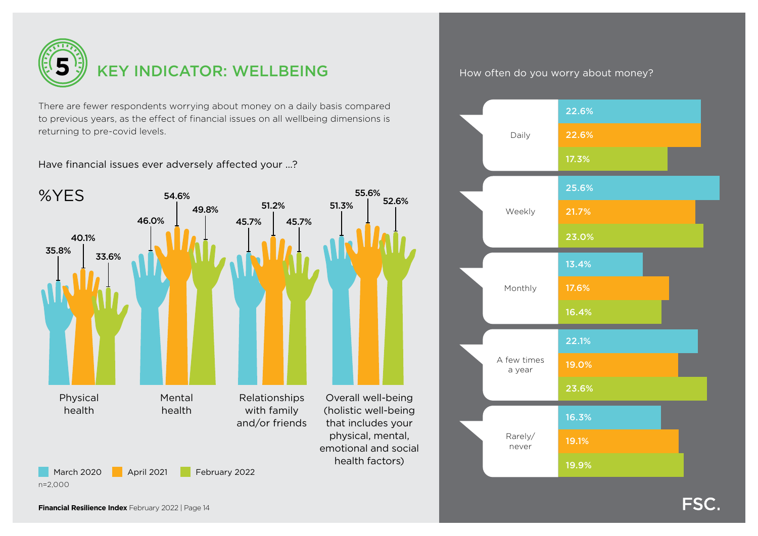# 5 KEY INDICATOR: WELLBEING

There are fewer respondents worrying about money on a daily basis compared to previous years, as the effect of financial issues on all wellbeing dimensions is returning to pre-covid levels.

**Have financial issues ever adversely affected your ...?**

%YES

| | March 2020 | April 2021 | February 2022 |
|---|---|---|---|
| Physical health | 35.8% | 40.1% | 33.6% |
| Mental health | 46.0% | 54.6% | 49.8% |
| Relationships with family and/or friends | 45.7% | 51.2% | 45.7% |
| Overall well-being (holistic well-being that includes your physical, mental, emotional and social health factors) | 51.3% | 55.6% | 52.6% |

n=2,000

**How often do you worry about money?**

| | March 2020 | April 2021 | February 2022 |
|---|---|---|---|
| Daily | 22.6% | 22.6% | 17.3% |
| Weekly | 25.6% | 21.7% | 23.0% |
| Monthly | 13.4% | 17.6% | 16.4% |
| A few times a year | 22.1% | 19.0% | 23.6% |
| Rarely/never | 16.3% | 19.1% | 19.9% |

FSC.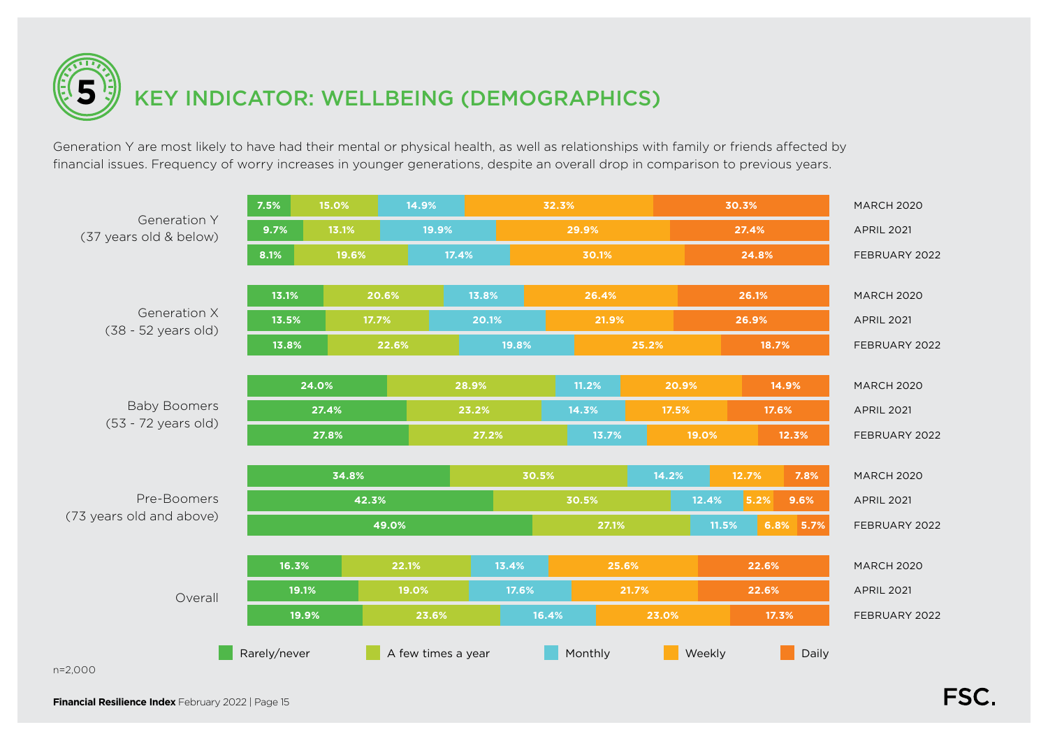# 5 KEY INDICATOR: WELLBEING (DEMOGRAPHICS)

Generation Y are most likely to have had their mental or physical health, as well as relationships with family or friends affected by financial issues. Frequency of worry increases in younger generations, despite an overall drop in comparison to previous years.

| Group | Period | Rarely/never | A few times a year | Monthly | Weekly | Daily |
|---|---|---|---|---|---|---|
| Generation Y (37 years old & below) | MARCH 2020 | 7.5% | 15.0% | 14.9% | 32.3% | 30.3% |
| | APRIL 2021 | 9.7% | 13.1% | 19.9% | 29.9% | 27.4% |
| | FEBRUARY 2022 | 8.1% | 19.6% | 17.4% | 30.1% | 24.8% |
| Generation X (38 - 52 years old) | MARCH 2020 | 13.1% | 20.6% | 13.8% | 26.4% | 26.1% |
| | APRIL 2021 | 13.5% | 17.7% | 20.1% | 21.9% | 26.9% |
| | FEBRUARY 2022 | 13.8% | 22.6% | 19.8% | 25.2% | 18.7% |
| Baby Boomers (53 - 72 years old) | MARCH 2020 | 24.0% | 28.9% | 11.2% | 20.9% | 14.9% |
| | APRIL 2021 | 27.4% | 23.2% | 14.3% | 17.5% | 17.6% |
| | FEBRUARY 2022 | 27.8% | 27.2% | 13.7% | 19.0% | 12.3% |
| Pre-Boomers (73 years old and above) | MARCH 2020 | 34.8% | 30.5% | 14.2% | 12.7% | 7.8% |
| | APRIL 2021 | 42.3% | 30.5% | 12.4% | 5.2% | 9.6% |
| | FEBRUARY 2022 | 49.0% | 27.1% | 11.5% | 6.8% | 5.7% |
| Overall | MARCH 2020 | 16.3% | 22.1% | 13.4% | 25.6% | 22.6% |
| | APRIL 2021 | 19.1% | 19.0% | 17.6% | 21.7% | 22.6% |
| | FEBRUARY 2022 | 19.9% | 23.6% | 16.4% | 23.0% | 17.3% |

n=2,000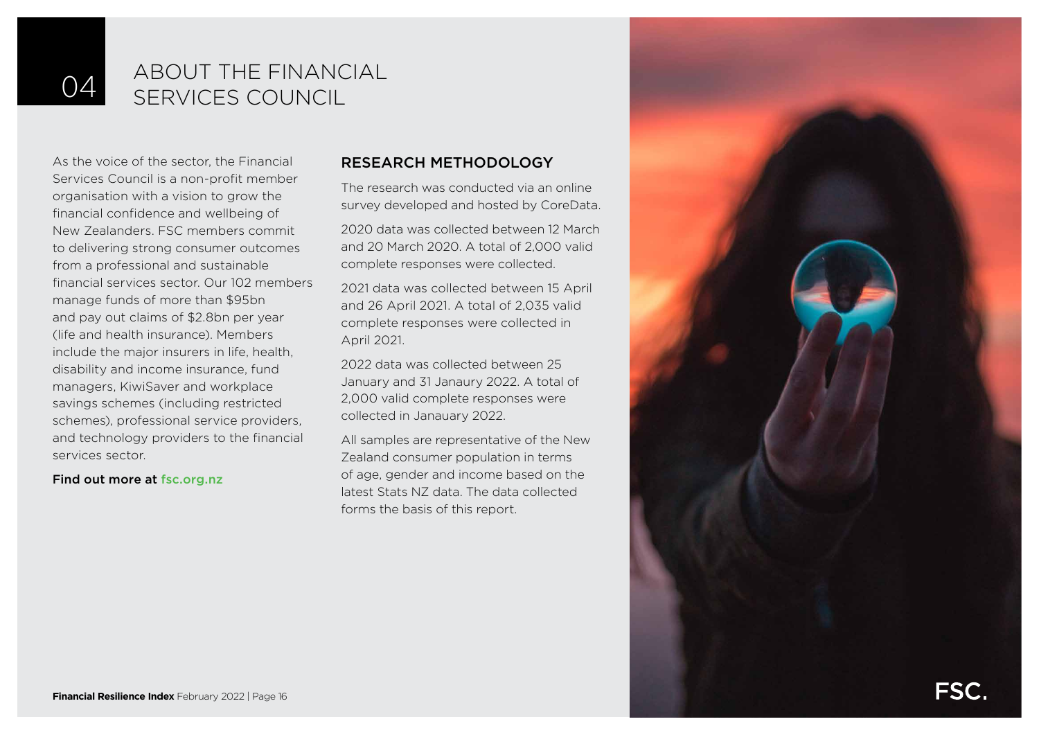# 04 ABOUT THE FINANCIAL SERVICES COUNCIL

As the voice of the sector, the Financial Services Council is a non-profit member organisation with a vision to grow the financial confidence and wellbeing of New Zealanders. FSC members commit to delivering strong consumer outcomes from a professional and sustainable financial services sector. Our 102 members manage funds of more than $95bn and pay out claims of $2.8bn per year (life and health insurance). Members include the major insurers in life, health, disability and income insurance, fund managers, KiwiSaver and workplace savings schemes (including restricted schemes), professional service providers, and technology providers to the financial services sector.

**Find out more at fsc.org.nz**

## RESEARCH METHODOLOGY

The research was conducted via an online survey developed and hosted by CoreData.

2020 data was collected between 12 March and 20 March 2020. A total of 2,000 valid complete responses were collected.

2021 data was collected between 15 April and 26 April 2021. A total of 2,035 valid complete responses were collected in April 2021.

2022 data was collected between 25 January and 31 Janaury 2022. A total of 2,000 valid complete responses were collected in Janauary 2022.

All samples are representative of the New Zealand consumer population in terms of age, gender and income based on the latest Stats NZ data. The data collected forms the basis of this report.

FSC.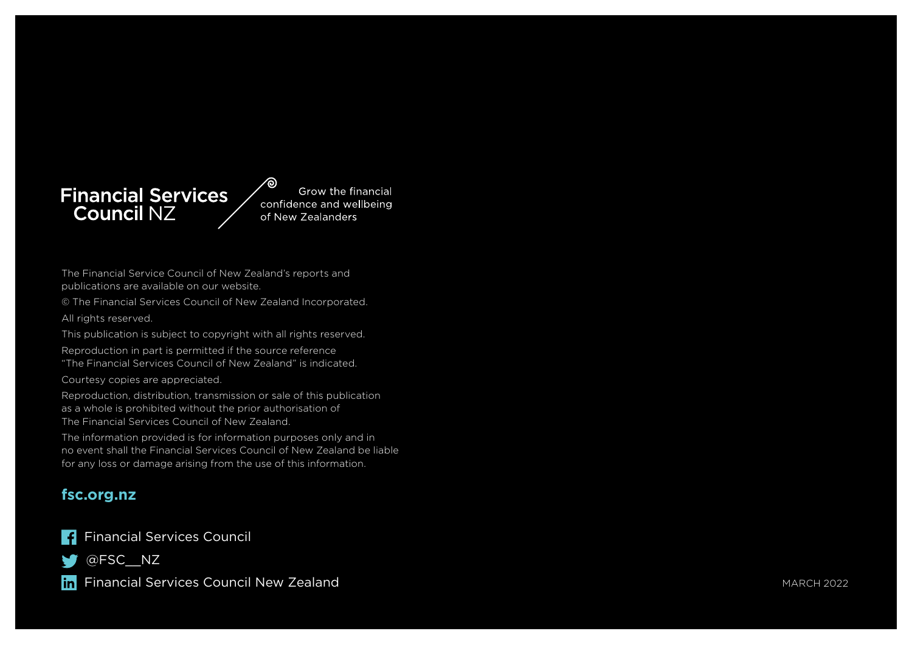**Financial Services Council NZ**

Grow the financial confidence and wellbeing of New Zealanders

The Financial Service Council of New Zealand's reports and publications are available on our website.

© The Financial Services Council of New Zealand Incorporated.

All rights reserved.

This publication is subject to copyright with all rights reserved.

Reproduction in part is permitted if the source reference "The Financial Services Council of New Zealand" is indicated.

Courtesy copies are appreciated.

Reproduction, distribution, transmission or sale of this publication as a whole is prohibited without the prior authorisation of The Financial Services Council of New Zealand.

The information provided is for information purposes only and in no event shall the Financial Services Council of New Zealand be liable for any loss or damage arising from the use of this information.

**fsc.org.nz**

Financial Services Council

@FSC__NZ

Financial Services Council New Zealand

MARCH 2022